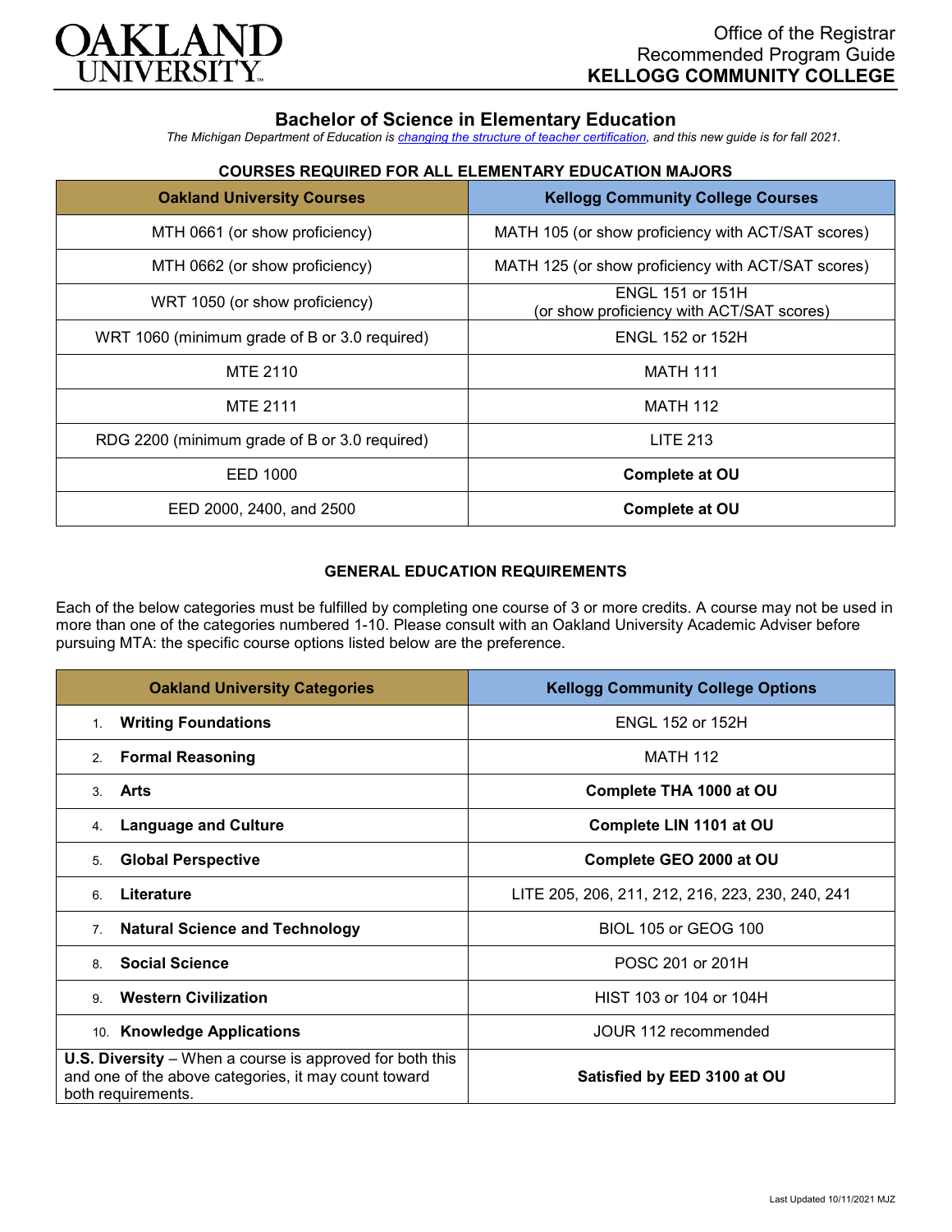Office of the Registrar
Recommended Program Guide
**KELLOGG COMMUNITY COLLEGE**

## Bachelor of Science in Elementary Education

*The Michigan Department of Education is changing the structure of teacher certification, and this new guide is for fall 2021.*

### COURSES REQUIRED FOR ALL ELEMENTARY EDUCATION MAJORS

| Oakland University Courses | Kellogg Community College Courses |
|---|---|
| MTH 0661 (or show proficiency) | MATH 105 (or show proficiency with ACT/SAT scores) |
| MTH 0662 (or show proficiency) | MATH 125 (or show proficiency with ACT/SAT scores) |
| WRT 1050 (or show proficiency) | ENGL 151 or 151H (or show proficiency with ACT/SAT scores) |
| WRT 1060 (minimum grade of B or 3.0 required) | ENGL 152 or 152H |
| MTE 2110 | MATH 111 |
| MTE 2111 | MATH 112 |
| RDG 2200 (minimum grade of B or 3.0 required) | LITE 213 |
| EED 1000 | **Complete at OU** |
| EED 2000, 2400, and 2500 | **Complete at OU** |

### GENERAL EDUCATION REQUIREMENTS

Each of the below categories must be fulfilled by completing one course of 3 or more credits. A course may not be used in more than one of the categories numbered 1-10. Please consult with an Oakland University Academic Adviser before pursuing MTA: the specific course options listed below are the preference.

| Oakland University Categories | Kellogg Community College Options |
|---|---|
| 1. **Writing Foundations** | ENGL 152 or 152H |
| 2. **Formal Reasoning** | MATH 112 |
| 3. **Arts** | **Complete THA 1000 at OU** |
| 4. **Language and Culture** | **Complete LIN 1101 at OU** |
| 5. **Global Perspective** | **Complete GEO 2000 at OU** |
| 6. **Literature** | LITE 205, 206, 211, 212, 216, 223, 230, 240, 241 |
| 7. **Natural Science and Technology** | BIOL 105 or GEOG 100 |
| 8. **Social Science** | POSC 201 or 201H |
| 9. **Western Civilization** | HIST 103 or 104 or 104H |
| 10. **Knowledge Applications** | JOUR 112 recommended |
| **U.S. Diversity** – When a course is approved for both this and one of the above categories, it may count toward both requirements. | **Satisfied by EED 3100 at OU** |

Last Updated 10/11/2021 MJZ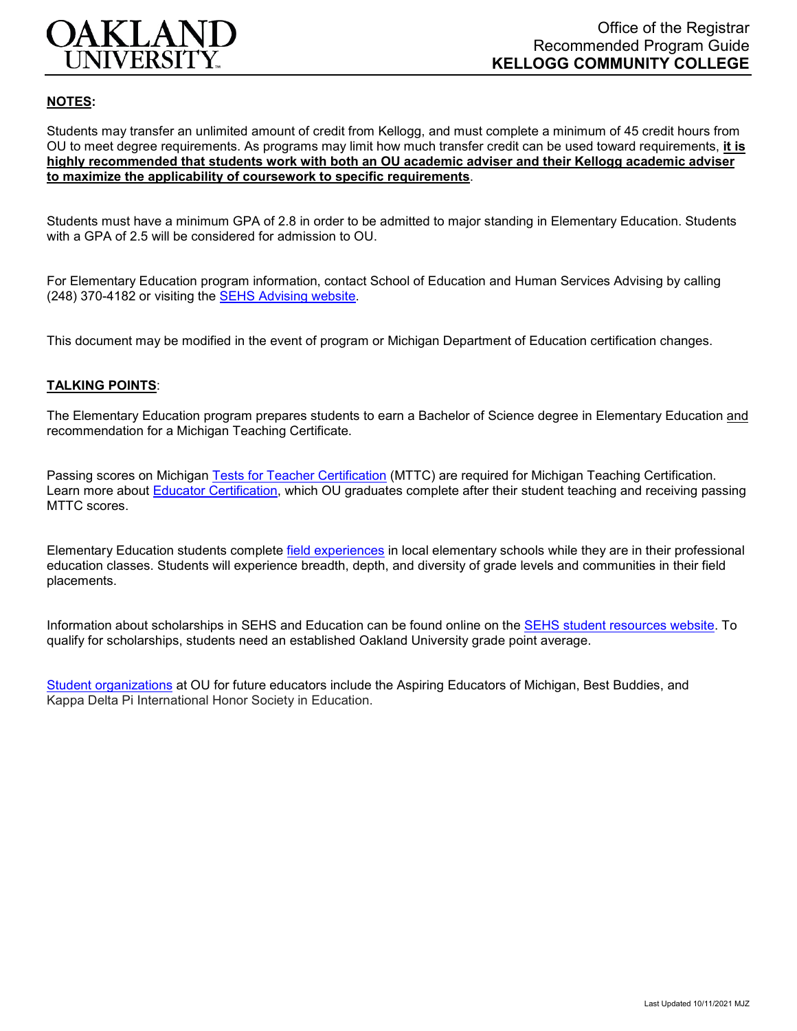**NOTES:**

Students may transfer an unlimited amount of credit from Kellogg, and must complete a minimum of 45 credit hours from OU to meet degree requirements. As programs may limit how much transfer credit can be used toward requirements, **it is highly recommended that students work with both an OU academic adviser and their Kellogg academic adviser to maximize the applicability of coursework to specific requirements**.

Students must have a minimum GPA of 2.8 in order to be admitted to major standing in Elementary Education. Students with a GPA of 2.5 will be considered for admission to OU.

For Elementary Education program information, contact School of Education and Human Services Advising by calling (248) 370-4182 or visiting the SEHS Advising website.

This document may be modified in the event of program or Michigan Department of Education certification changes.

**TALKING POINTS**:

The Elementary Education program prepares students to earn a Bachelor of Science degree in Elementary Education and recommendation for a Michigan Teaching Certificate.

Passing scores on Michigan Tests for Teacher Certification (MTTC) are required for Michigan Teaching Certification. Learn more about Educator Certification, which OU graduates complete after their student teaching and receiving passing MTTC scores.

Elementary Education students complete field experiences in local elementary schools while they are in their professional education classes. Students will experience breadth, depth, and diversity of grade levels and communities in their field placements.

Information about scholarships in SEHS and Education can be found online on the SEHS student resources website. To qualify for scholarships, students need an established Oakland University grade point average.

Student organizations at OU for future educators include the Aspiring Educators of Michigan, Best Buddies, and Kappa Delta Pi International Honor Society in Education.